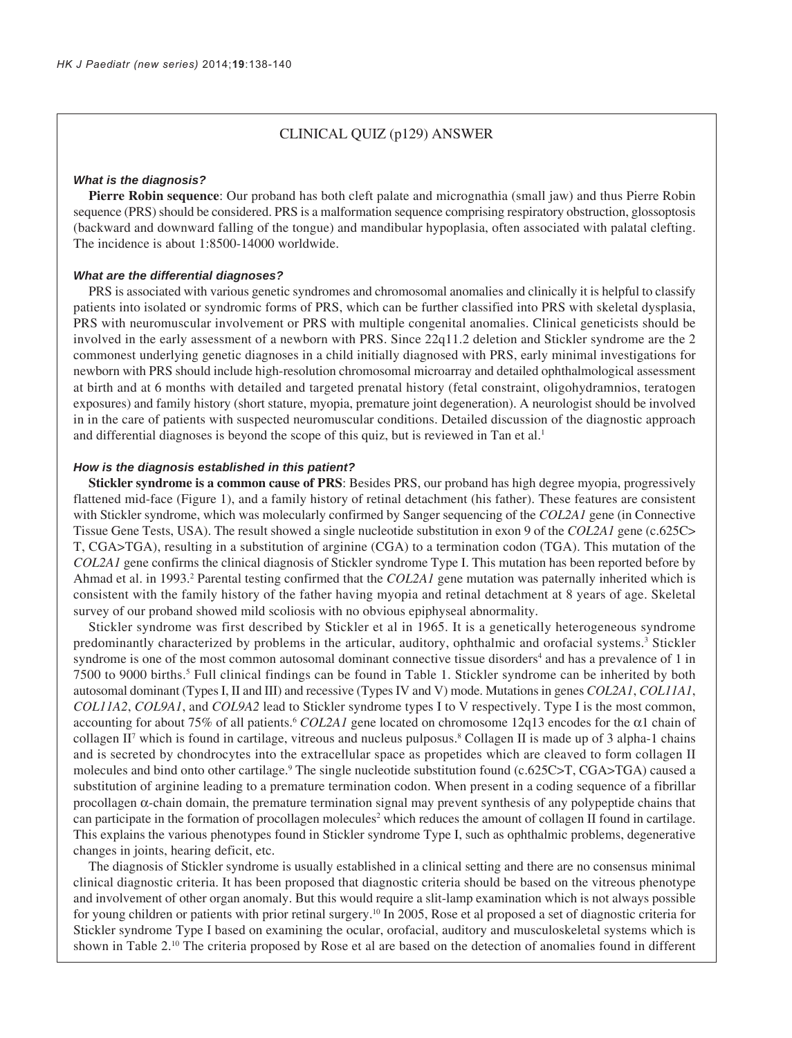## CLINICAL QUIZ (p129) ANSWER

### *What is the diagnosis?*

**Pierre Robin sequence**: Our proband has both cleft palate and micrognathia (small jaw) and thus Pierre Robin sequence (PRS) should be considered. PRS is a malformation sequence comprising respiratory obstruction, glossoptosis (backward and downward falling of the tongue) and mandibular hypoplasia, often associated with palatal clefting. The incidence is about 1:8500-14000 worldwide.

### *What are the differential diagnoses?*

PRS is associated with various genetic syndromes and chromosomal anomalies and clinically it is helpful to classify patients into isolated or syndromic forms of PRS, which can be further classified into PRS with skeletal dysplasia, PRS with neuromuscular involvement or PRS with multiple congenital anomalies. Clinical geneticists should be involved in the early assessment of a newborn with PRS. Since 22q11.2 deletion and Stickler syndrome are the 2 commonest underlying genetic diagnoses in a child initially diagnosed with PRS, early minimal investigations for newborn with PRS should include high-resolution chromosomal microarray and detailed ophthalmological assessment at birth and at 6 months with detailed and targeted prenatal history (fetal constraint, oligohydramnios, teratogen exposures) and family history (short stature, myopia, premature joint degeneration). A neurologist should be involved in in the care of patients with suspected neuromuscular conditions. Detailed discussion of the diagnostic approach and differential diagnoses is beyond the scope of this quiz, but is reviewed in Tan et al.[1]

### *How is the diagnosis established in this patient?*

**Stickler syndrome is a common cause of PRS**: Besides PRS, our proband has high degree myopia, progressively flattened mid-face (Figure 1), and a family history of retinal detachment (his father). These features are consistent with Stickler syndrome, which was molecularly confirmed by Sanger sequencing of the *COL2A1* gene (in Connective Tissue Gene Tests, USA). The result showed a single nucleotide substitution in exon 9 of the *COL2A1* gene (c.625C>T, CGA>TGA), resulting in a substitution of arginine (CGA) to a termination codon (TGA). This mutation of the *COL2A1* gene confirms the clinical diagnosis of Stickler syndrome Type I. This mutation has been reported before by Ahmad et al. in 1993.[2] Parental testing confirmed that the *COL2A1* gene mutation was paternally inherited which is consistent with the family history of the father having myopia and retinal detachment at 8 years of age. Skeletal survey of our proband showed mild scoliosis with no obvious epiphyseal abnormality.

Stickler syndrome was first described by Stickler et al in 1965. It is a genetically heterogeneous syndrome predominantly characterized by problems in the articular, auditory, ophthalmic and orofacial systems.[3] Stickler syndrome is one of the most common autosomal dominant connective tissue disorders[4] and has a prevalence of 1 in 7500 to 9000 births.[5] Full clinical findings can be found in Table 1. Stickler syndrome can be inherited by both autosomal dominant (Types I, II and III) and recessive (Types IV and V) mode. Mutations in genes *COL2A1*, *COL11A1*, *COL11A2*, *COL9A1*, and *COL9A2* lead to Stickler syndrome types I to V respectively. Type I is the most common, accounting for about 75% of all patients.[6] *COL2A1* gene located on chromosome 12q13 encodes for the $\alpha$1 chain of collagen II[7] which is found in cartilage, vitreous and nucleus pulposus.[8] Collagen II is made up of 3 alpha-1 chains and is secreted by chondrocytes into the extracellular space as propetides which are cleaved to form collagen II molecules and bind onto other cartilage.[9] The single nucleotide substitution found (c.625C>T, CGA>TGA) caused a substitution of arginine leading to a premature termination codon. When present in a coding sequence of a fibrillar procollagen $\alpha$-chain domain, the premature termination signal may prevent synthesis of any polypeptide chains that can participate in the formation of procollagen molecules[2] which reduces the amount of collagen II found in cartilage. This explains the various phenotypes found in Stickler syndrome Type I, such as ophthalmic problems, degenerative changes in joints, hearing deficit, etc.

The diagnosis of Stickler syndrome is usually established in a clinical setting and there are no consensus minimal clinical diagnostic criteria. It has been proposed that diagnostic criteria should be based on the vitreous phenotype and involvement of other organ anomaly. But this would require a slit-lamp examination which is not always possible for young children or patients with prior retinal surgery.[10] In 2005, Rose et al proposed a set of diagnostic criteria for Stickler syndrome Type I based on examining the ocular, orofacial, auditory and musculoskeletal systems which is shown in Table 2.[10] The criteria proposed by Rose et al are based on the detection of anomalies found in different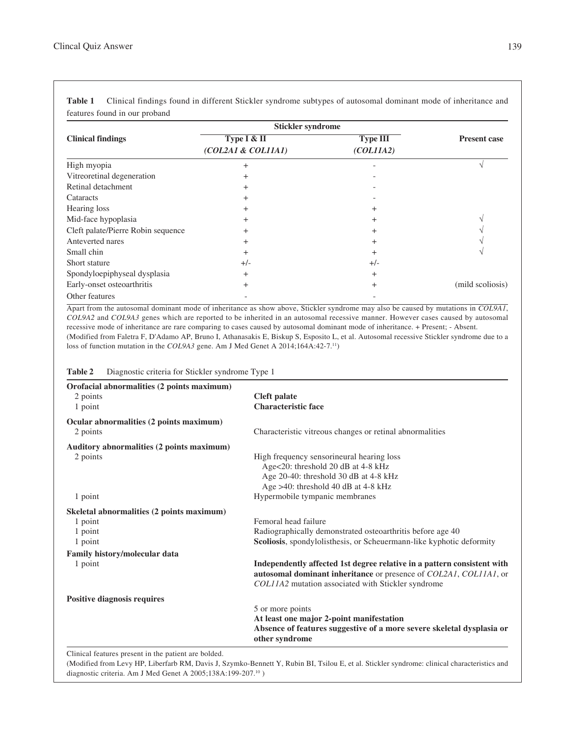**Table 1** Clinical findings found in different Stickler syndrome subtypes of autosomal dominant mode of inheritance and features found in our proband

| Clinical findings | Stickler syndrome | | Present case |
|---|---|---|---|
| | Type I & II *(COL2A1 & COL11A1)* | Type III *(COL11A2)* | |
| High myopia | + | - | √ |
| Vitreoretinal degeneration | + | - | |
| Retinal detachment | + | - | |
| Cataracts | + | - | |
| Hearing loss | + | + | |
| Mid-face hypoplasia | + | + | √ |
| Cleft palate/Pierre Robin sequence | + | + | √ |
| Anteverted nares | + | + | √ |
| Small chin | + | + | √ |
| Short stature | +/- | +/- | |
| Spondyloepiphyseal dysplasia | + | + | |
| Early-onset osteoarthritis | + | + | (mild scoliosis) |
| Other features | - | - | |

Apart from the autosomal dominant mode of inheritance as show above, Stickler syndrome may also be caused by mutations in *COL9A1*, *COL9A2* and *COL9A3* genes which are reported to be inherited in an autosomal recessive manner. However cases caused by autosomal recessive mode of inheritance are rare comparing to cases caused by autosomal dominant mode of inheritance. + Present; - Absent.
(Modified from Faletra F, D'Adamo AP, Bruno I, Athanasakis E, Biskup S, Esposito L, et al. Autosomal recessive Stickler syndrome due to a loss of function mutation in the *COL9A3* gene. Am J Med Genet A 2014;164A:42-7.[11])

**Table 2** Diagnostic criteria for Stickler syndrome Type 1

| | |
|---|---|
| **Orofacial abnormalities (2 points maximum)** | |
| 2 points | **Cleft palate** |
| 1 point | **Characteristic face** |
| **Ocular abnormalities (2 points maximum)** | |
| 2 points | Characteristic vitreous changes or retinal abnormalities |
| **Auditory abnormalities (2 points maximum)** | |
| 2 points | High frequency sensorineural hearing loss<br>Age<20: threshold 20 dB at 4-8 kHz<br>Age 20-40: threshold 30 dB at 4-8 kHz<br>Age >40: threshold 40 dB at 4-8 kHz |
| 1 point | Hypermobile tympanic membranes |
| **Skeletal abnormalities (2 points maximum)** | |
| 1 point | Femoral head failure |
| 1 point | Radiographically demonstrated osteoarthritis before age 40 |
| 1 point | **Scoliosis**, spondylolisthesis, or Scheuermann-like kyphotic deformity |
| **Family history/molecular data** | |
| 1 point | **Independently affected 1st degree relative in a pattern consistent with autosomal dominant inheritance** or presence of *COL2A1*, *COL11A1*, or *COL11A2* mutation associated with Stickler syndrome |
| **Positive diagnosis requires** | |
| | 5 or more points<br>**At least one major 2-point manifestation**<br>**Absence of features suggestive of a more severe skeletal dysplasia or other syndrome** |

Clinical features present in the patient are bolded.
(Modified from Levy HP, Liberfarb RM, Davis J, Szymko-Bennett Y, Rubin BI, Tsilou E, et al. Stickler syndrome: clinical characteristics and diagnostic criteria. Am J Med Genet A 2005;138A:199-207.[10])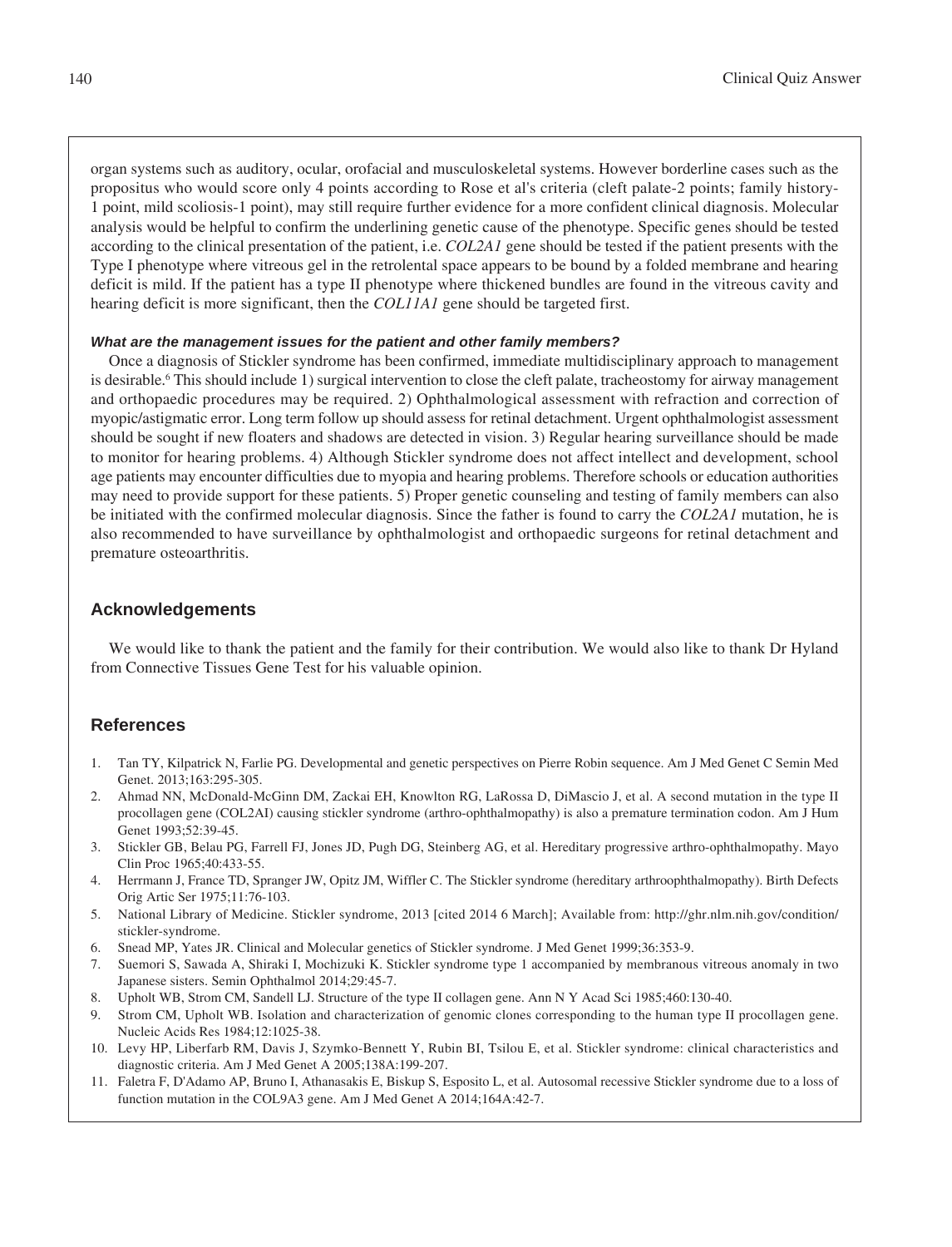organ systems such as auditory, ocular, orofacial and musculoskeletal systems. However borderline cases such as the propositus who would score only 4 points according to Rose et al's criteria (cleft palate-2 points; family history-1 point, mild scoliosis-1 point), may still require further evidence for a more confident clinical diagnosis. Molecular analysis would be helpful to confirm the underlining genetic cause of the phenotype. Specific genes should be tested according to the clinical presentation of the patient, i.e. *COL2A1* gene should be tested if the patient presents with the Type I phenotype where vitreous gel in the retrolental space appears to be bound by a folded membrane and hearing deficit is mild. If the patient has a type II phenotype where thickened bundles are found in the vitreous cavity and hearing deficit is more significant, then the *COL11A1* gene should be targeted first.

***What are the management issues for the patient and other family members?***

Once a diagnosis of Stickler syndrome has been confirmed, immediate multidisciplinary approach to management is desirable.[6] This should include 1) surgical intervention to close the cleft palate, tracheostomy for airway management and orthopaedic procedures may be required. 2) Ophthalmological assessment with refraction and correction of myopic/astigmatic error. Long term follow up should assess for retinal detachment. Urgent ophthalmologist assessment should be sought if new floaters and shadows are detected in vision. 3) Regular hearing surveillance should be made to monitor for hearing problems. 4) Although Stickler syndrome does not affect intellect and development, school age patients may encounter difficulties due to myopia and hearing problems. Therefore schools or education authorities may need to provide support for these patients. 5) Proper genetic counseling and testing of family members can also be initiated with the confirmed molecular diagnosis. Since the father is found to carry the *COL2A1* mutation, he is also recommended to have surveillance by ophthalmologist and orthopaedic surgeons for retinal detachment and premature osteoarthritis.

## Acknowledgements

We would like to thank the patient and the family for their contribution. We would also like to thank Dr Hyland from Connective Tissues Gene Test for his valuable opinion.

## References

1. Tan TY, Kilpatrick N, Farlie PG. Developmental and genetic perspectives on Pierre Robin sequence. Am J Med Genet C Semin Med Genet. 2013;163:295-305.
2. Ahmad NN, McDonald-McGinn DM, Zackai EH, Knowlton RG, LaRossa D, DiMascio J, et al. A second mutation in the type II procollagen gene (COL2AI) causing stickler syndrome (arthro-ophthalmopathy) is also a premature termination codon. Am J Hum Genet 1993;52:39-45.
3. Stickler GB, Belau PG, Farrell FJ, Jones JD, Pugh DG, Steinberg AG, et al. Hereditary progressive arthro-ophthalmopathy. Mayo Clin Proc 1965;40:433-55.
4. Herrmann J, France TD, Spranger JW, Opitz JM, Wiffler C. The Stickler syndrome (hereditary arthroophthalmopathy). Birth Defects Orig Artic Ser 1975;11:76-103.
5. National Library of Medicine. Stickler syndrome, 2013 [cited 2014 6 March]; Available from: http://ghr.nlm.nih.gov/condition/stickler-syndrome.
6. Snead MP, Yates JR. Clinical and Molecular genetics of Stickler syndrome. J Med Genet 1999;36:353-9.
7. Suemori S, Sawada A, Shiraki I, Mochizuki K. Stickler syndrome type 1 accompanied by membranous vitreous anomaly in two Japanese sisters. Semin Ophthalmol 2014;29:45-7.
8. Upholt WB, Strom CM, Sandell LJ. Structure of the type II collagen gene. Ann N Y Acad Sci 1985;460:130-40.
9. Strom CM, Upholt WB. Isolation and characterization of genomic clones corresponding to the human type II procollagen gene. Nucleic Acids Res 1984;12:1025-38.
10. Levy HP, Liberfarb RM, Davis J, Szymko-Bennett Y, Rubin BI, Tsilou E, et al. Stickler syndrome: clinical characteristics and diagnostic criteria. Am J Med Genet A 2005;138A:199-207.
11. Faletra F, D'Adamo AP, Bruno I, Athanasakis E, Biskup S, Esposito L, et al. Autosomal recessive Stickler syndrome due to a loss of function mutation in the COL9A3 gene. Am J Med Genet A 2014;164A:42-7.